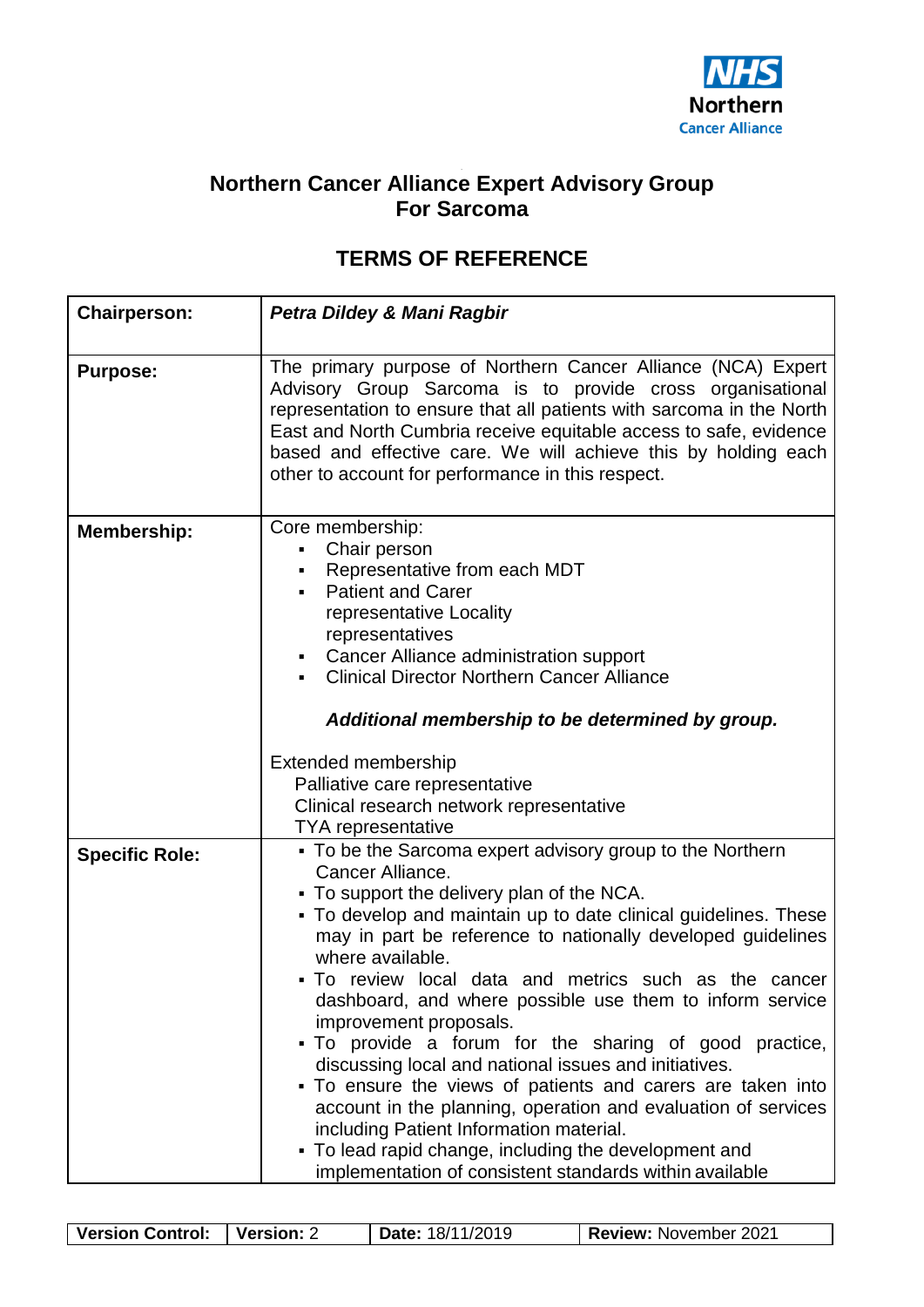# Northern Cancer Alliance Expert Advisory Group For Sarcoma

## TERMS OF REFERENCE

| | |
|---|---|
| **Chairperson:** | ***Petra Dildey & Mani Ragbir*** |
| **Purpose:** | The primary purpose of Northern Cancer Alliance (NCA) Expert Advisory Group Sarcoma is to provide cross organisational representation to ensure that all patients with sarcoma in the North East and North Cumbria receive equitable access to safe, evidence based and effective care. We will achieve this by holding each other to account for performance in this respect. |
| **Membership:** | Core membership:<br>▪ Chair person<br>▪ Representative from each MDT<br>▪ Patient and Carer representative Locality representatives<br>▪ Cancer Alliance administration support<br>▪ Clinical Director Northern Cancer Alliance<br><br>***Additional membership to be determined by group.***<br><br>Extended membership<br>Palliative care representative<br>Clinical research network representative<br>TYA representative |
| **Specific Role:** | ▪ To be the Sarcoma expert advisory group to the Northern Cancer Alliance.<br>▪ To support the delivery plan of the NCA.<br>▪ To develop and maintain up to date clinical guidelines. These may in part be reference to nationally developed guidelines where available.<br>▪ To review local data and metrics such as the cancer dashboard, and where possible use them to inform service improvement proposals.<br>▪ To provide a forum for the sharing of good practice, discussing local and national issues and initiatives.<br>▪ To ensure the views of patients and carers are taken into account in the planning, operation and evaluation of services including Patient Information material.<br>▪ To lead rapid change, including the development and implementation of consistent standards within available |

| **Version Control:** | **Version:** 2 | **Date:** 18/11/2019 | **Review:** November 2021 |
|---|---|---|---|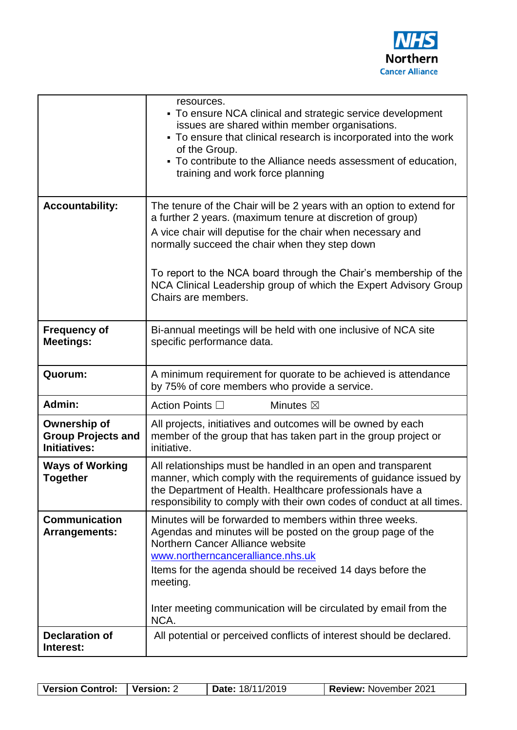| | |
|---|---|
| | resources.<br>▪ To ensure NCA clinical and strategic service development issues are shared within member organisations.<br>▪ To ensure that clinical research is incorporated into the work of the Group.<br>▪ To contribute to the Alliance needs assessment of education, training and work force planning |
| **Accountability:** | The tenure of the Chair will be 2 years with an option to extend for a further 2 years. (maximum tenure at discretion of group)<br>A vice chair will deputise for the chair when necessary and normally succeed the chair when they step down<br><br>To report to the NCA board through the Chair's membership of the NCA Clinical Leadership group of which the Expert Advisory Group Chairs are members. |
| **Frequency of Meetings:** | Bi-annual meetings will be held with one inclusive of NCA site specific performance data. |
| **Quorum:** | A minimum requirement for quorate to be achieved is attendance by 75% of core members who provide a service. |
| **Admin:** | Action Points ☐ Minutes ☒ |
| **Ownership of Group Projects and Initiatives:** | All projects, initiatives and outcomes will be owned by each member of the group that has taken part in the group project or initiative. |
| **Ways of Working Together** | All relationships must be handled in an open and transparent manner, which comply with the requirements of guidance issued by the Department of Health. Healthcare professionals have a responsibility to comply with their own codes of conduct at all times. |
| **Communication Arrangements:** | Minutes will be forwarded to members within three weeks. Agendas and minutes will be posted on the group page of the Northern Cancer Alliance website www.northerncanceralliance.nhs.uk<br>Items for the agenda should be received 14 days before the meeting.<br><br>Inter meeting communication will be circulated by email from the NCA. |
| **Declaration of Interest:** | All potential or perceived conflicts of interest should be declared. |

| **Version Control:** | **Version:** 2 | **Date:** 18/11/2019 | **Review:** November 2021 |
|---|---|---|---|